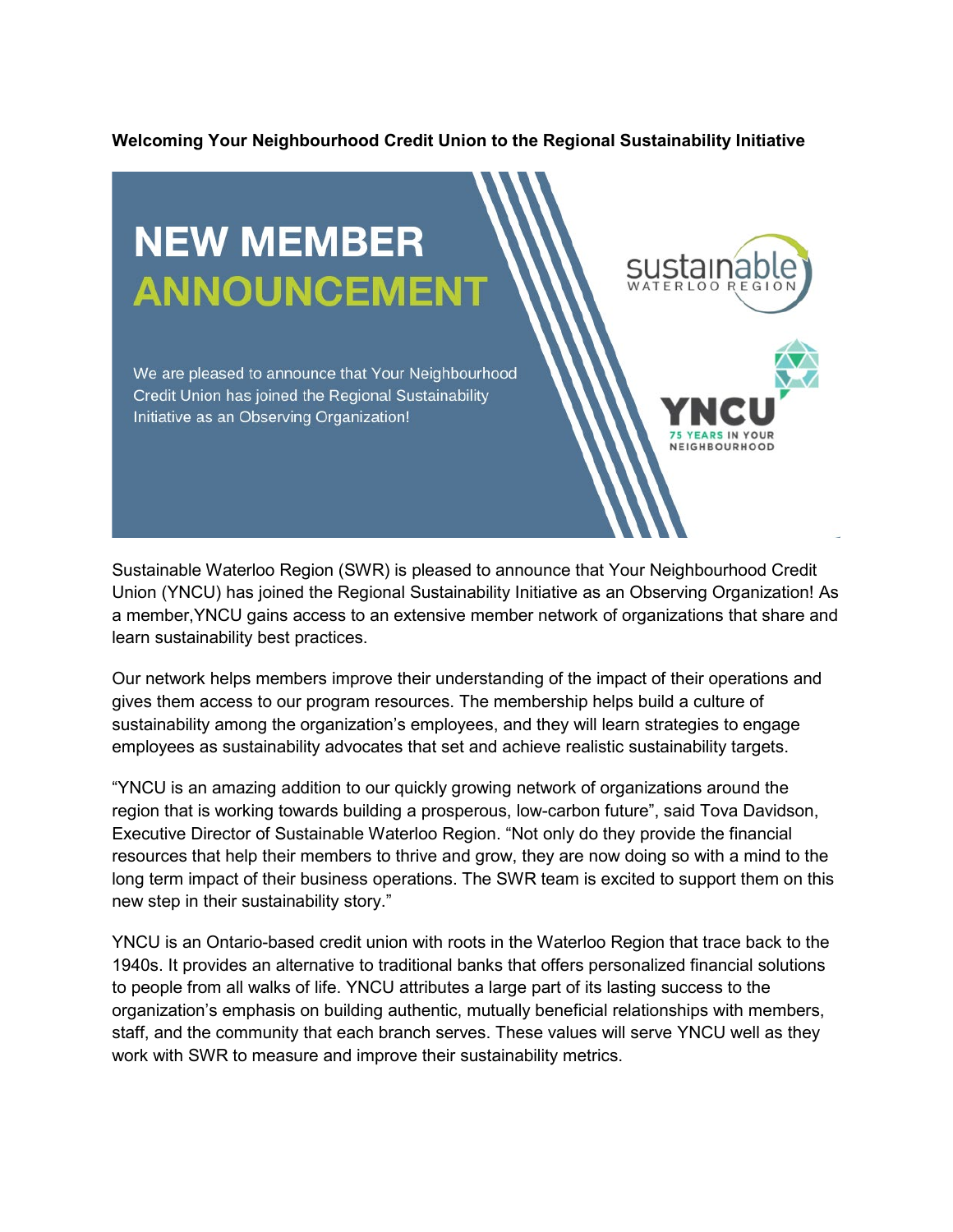**Welcoming Your Neighbourhood Credit Union to the Regional Sustainability Initiative**

NEW MEMBER ANNOUNCEMENT

We are pleased to announce that Your Neighbourhood Credit Union has joined the Regional Sustainability Initiative as an Observing Organization!

sustainable WATERLOO REGION

YNCU 75 YEARS IN YOUR NEIGHBOURHOOD

Sustainable Waterloo Region (SWR) is pleased to announce that Your Neighbourhood Credit Union (YNCU) has joined the Regional Sustainability Initiative as an Observing Organization! As a member,YNCU gains access to an extensive member network of organizations that share and learn sustainability best practices.

Our network helps members improve their understanding of the impact of their operations and gives them access to our program resources. The membership helps build a culture of sustainability among the organization's employees, and they will learn strategies to engage employees as sustainability advocates that set and achieve realistic sustainability targets.

"YNCU is an amazing addition to our quickly growing network of organizations around the region that is working towards building a prosperous, low-carbon future", said Tova Davidson, Executive Director of Sustainable Waterloo Region. "Not only do they provide the financial resources that help their members to thrive and grow, they are now doing so with a mind to the long term impact of their business operations. The SWR team is excited to support them on this new step in their sustainability story."

YNCU is an Ontario-based credit union with roots in the Waterloo Region that trace back to the 1940s. It provides an alternative to traditional banks that offers personalized financial solutions to people from all walks of life. YNCU attributes a large part of its lasting success to the organization's emphasis on building authentic, mutually beneficial relationships with members, staff, and the community that each branch serves. These values will serve YNCU well as they work with SWR to measure and improve their sustainability metrics.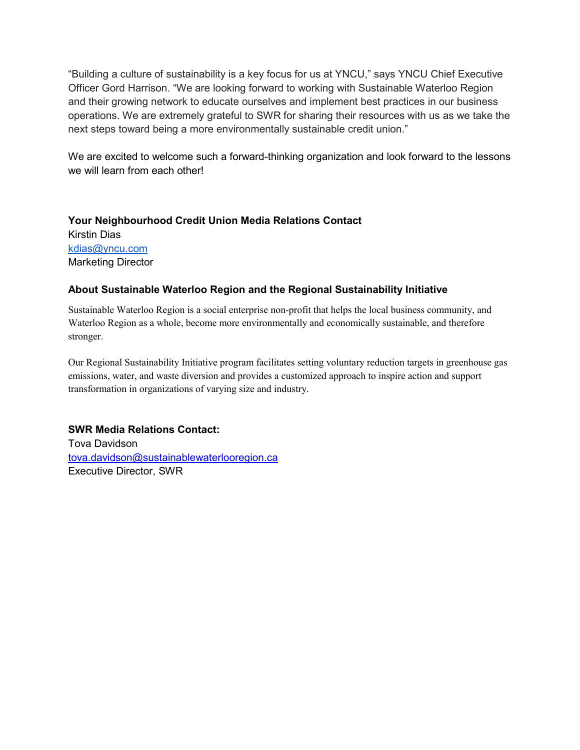"Building a culture of sustainability is a key focus for us at YNCU," says YNCU Chief Executive Officer Gord Harrison. "We are looking forward to working with Sustainable Waterloo Region and their growing network to educate ourselves and implement best practices in our business operations. We are extremely grateful to SWR for sharing their resources with us as we take the next steps toward being a more environmentally sustainable credit union."

We are excited to welcome such a forward-thinking organization and look forward to the lessons we will learn from each other!

**Your Neighbourhood Credit Union Media Relations Contact**
Kirstin Dias
kdias@yncu.com
Marketing Director

### About Sustainable Waterloo Region and the Regional Sustainability Initiative

Sustainable Waterloo Region is a social enterprise non-profit that helps the local business community, and Waterloo Region as a whole, become more environmentally and economically sustainable, and therefore stronger.

Our Regional Sustainability Initiative program facilitates setting voluntary reduction targets in greenhouse gas emissions, water, and waste diversion and provides a customized approach to inspire action and support transformation in organizations of varying size and industry.

**SWR Media Relations Contact:**
Tova Davidson
tova.davidson@sustainablewaterlooregion.ca
Executive Director, SWR